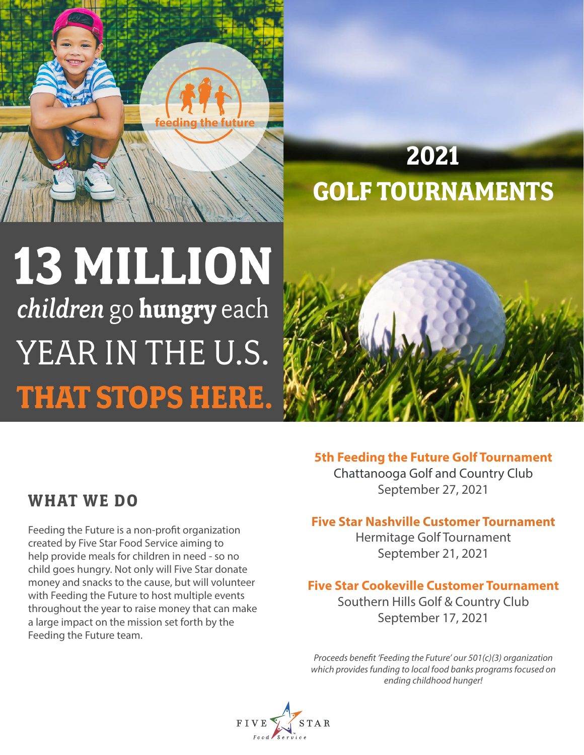feeding the future

# 2021 GOLF TOURNAMENTS

# 13 MILLION

*children* go **hungry** each YEAR IN THE U.S.

**THAT STOPS HERE.**

## WHAT WE DO

Feeding the Future is a non-profit organization created by Five Star Food Service aiming to help provide meals for children in need - so no child goes hungry. Not only will Five Star donate money and snacks to the cause, but will volunteer with Feeding the Future to host multiple events throughout the year to raise money that can make a large impact on the mission set forth by the Feeding the Future team.

**5th Feeding the Future Golf Tournament**
Chattanooga Golf and Country Club
September 27, 2021

**Five Star Nashville Customer Tournament**
Hermitage Golf Tournament
September 21, 2021

**Five Star Cookeville Customer Tournament**
Southern Hills Golf & Country Club
September 17, 2021

*Proceeds benefit 'Feeding the Future' our 501(c)(3) organization which provides funding to local food banks programs focused on ending childhood hunger!*

FIVE STAR Food Service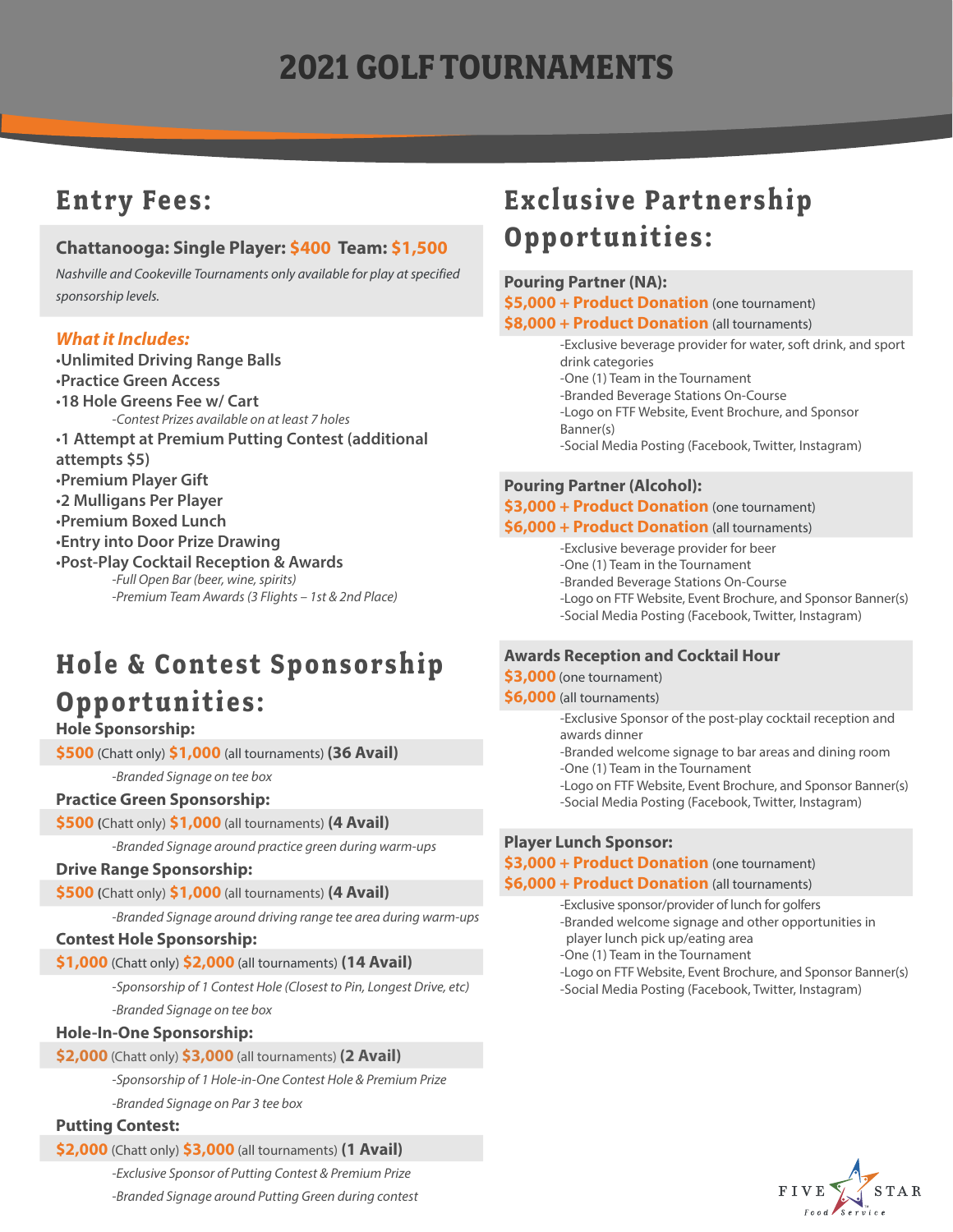# 2021 GOLF TOURNAMENTS

## Entry Fees:

**Chattanooga: Single Player: $400  Team: $1,500**

*Nashville and Cookeville Tournaments only available for play at specified sponsorship levels.*

### *What it Includes:*

- **Unlimited Driving Range Balls**
- **Practice Green Access**
- **18 Hole Greens Fee w/ Cart**
  - *-Contest Prizes available on at least 7 holes*
- **1 Attempt at Premium Putting Contest (additional attempts $5)**
- **Premium Player Gift**
- **2 Mulligans Per Player**
- **Premium Boxed Lunch**
- **Entry into Door Prize Drawing**
- **Post-Play Cocktail Reception & Awards**
  - *-Full Open Bar (beer, wine, spirits)*
  - *-Premium Team Awards (3 Flights – 1st & 2nd Place)*

## Hole & Contest Sponsorship Opportunities:

**Hole Sponsorship:**

**$500** (Chatt only) **$1,000** (all tournaments) **(36 Avail)**

*-Branded Signage on tee box*

**Practice Green Sponsorship:**

**$500** (Chatt only) **$1,000** (all tournaments) **(4 Avail)**

*-Branded Signage around practice green during warm-ups*

**Drive Range Sponsorship:**

**$500** (Chatt only) **$1,000** (all tournaments) **(4 Avail)**

*-Branded Signage around driving range tee area during warm-ups*

**Contest Hole Sponsorship:**

**$1,000** (Chatt only) **$2,000** (all tournaments) **(14 Avail)**

*-Sponsorship of 1 Contest Hole (Closest to Pin, Longest Drive, etc)*

*-Branded Signage on tee box*

**Hole-In-One Sponsorship:**

**$2,000** (Chatt only) **$3,000** (all tournaments) **(2 Avail)**

*-Sponsorship of 1 Hole-in-One Contest Hole & Premium Prize*

*-Branded Signage on Par 3 tee box*

**Putting Contest:**

**$2,000** (Chatt only) **$3,000** (all tournaments) **(1 Avail)**

*-Exclusive Sponsor of Putting Contest & Premium Prize*

*-Branded Signage around Putting Green during contest*

## Exclusive Partnership Opportunities:

**Pouring Partner (NA):**

**$5,000 + Product Donation** (one tournament)
**$8,000 + Product Donation** (all tournaments)

-Exclusive beverage provider for water, soft drink, and sport drink categories
-One (1) Team in the Tournament
-Branded Beverage Stations On-Course
-Logo on FTF Website, Event Brochure, and Sponsor Banner(s)
-Social Media Posting (Facebook, Twitter, Instagram)

**Pouring Partner (Alcohol):**

**$3,000 + Product Donation** (one tournament)
**$6,000 + Product Donation** (all tournaments)

-Exclusive beverage provider for beer
-One (1) Team in the Tournament
-Branded Beverage Stations On-Course
-Logo on FTF Website, Event Brochure, and Sponsor Banner(s)
-Social Media Posting (Facebook, Twitter, Instagram)

**Awards Reception and Cocktail Hour**

**$3,000** (one tournament)
**$6,000** (all tournaments)

-Exclusive Sponsor of the post-play cocktail reception and awards dinner
-Branded welcome signage to bar areas and dining room
-One (1) Team in the Tournament
-Logo on FTF Website, Event Brochure, and Sponsor Banner(s)
-Social Media Posting (Facebook, Twitter, Instagram)

**Player Lunch Sponsor:**

**$3,000 + Product Donation** (one tournament)
**$6,000 + Product Donation** (all tournaments)

-Exclusive sponsor/provider of lunch for golfers
-Branded welcome signage and other opportunities in player lunch pick up/eating area
-One (1) Team in the Tournament
-Logo on FTF Website, Event Brochure, and Sponsor Banner(s)
-Social Media Posting (Facebook, Twitter, Instagram)

FIVE STAR Food Service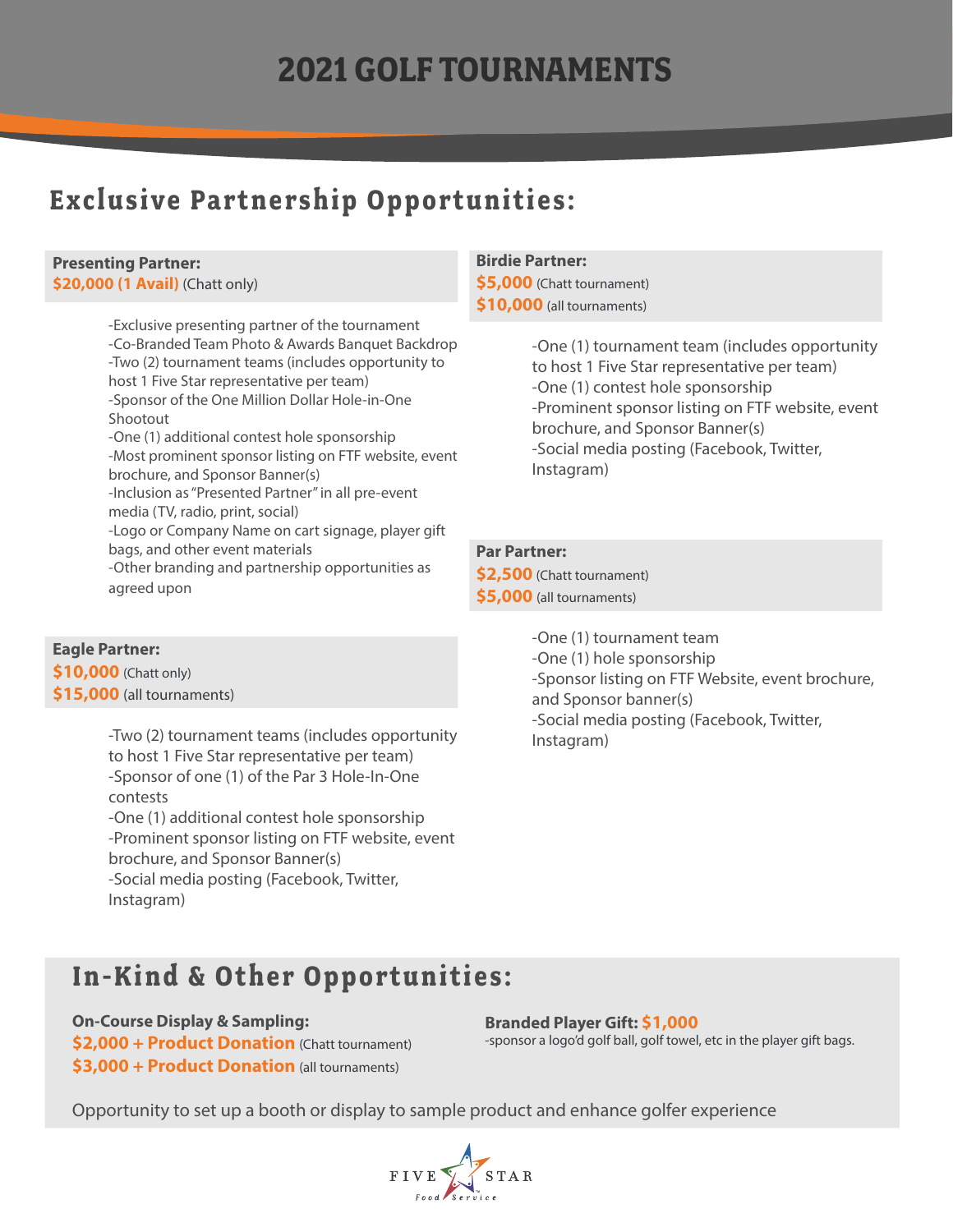# 2021 GOLF TOURNAMENTS

## Exclusive Partnership Opportunities:

**Presenting Partner:**
**$20,000 (1 Avail)** (Chatt only)

-Exclusive presenting partner of the tournament
-Co-Branded Team Photo & Awards Banquet Backdrop
-Two (2) tournament teams (includes opportunity to host 1 Five Star representative per team)
-Sponsor of the One Million Dollar Hole-in-One Shootout
-One (1) additional contest hole sponsorship
-Most prominent sponsor listing on FTF website, event brochure, and Sponsor Banner(s)
-Inclusion as "Presented Partner" in all pre-event media (TV, radio, print, social)
-Logo or Company Name on cart signage, player gift bags, and other event materials
-Other branding and partnership opportunities as agreed upon

**Eagle Partner:**
**$10,000** (Chatt only)
**$15,000** (all tournaments)

-Two (2) tournament teams (includes opportunity to host 1 Five Star representative per team)
-Sponsor of one (1) of the Par 3 Hole-In-One contests
-One (1) additional contest hole sponsorship
-Prominent sponsor listing on FTF website, event brochure, and Sponsor Banner(s)
-Social media posting (Facebook, Twitter, Instagram)

**Birdie Partner:**
**$5,000** (Chatt tournament)
**$10,000** (all tournaments)

-One (1) tournament team (includes opportunity to host 1 Five Star representative per team)
-One (1) contest hole sponsorship
-Prominent sponsor listing on FTF website, event brochure, and Sponsor Banner(s)
-Social media posting (Facebook, Twitter, Instagram)

**Par Partner:**
**$2,500** (Chatt tournament)
**$5,000** (all tournaments)

-One (1) tournament team
-One (1) hole sponsorship
-Sponsor listing on FTF Website, event brochure, and Sponsor banner(s)
-Social media posting (Facebook, Twitter, Instagram)

## In-Kind & Other Opportunities:

**On-Course Display & Sampling:**
**$2,000 + Product Donation** (Chatt tournament)
**$3,000 + Product Donation** (all tournaments)

**Branded Player Gift: $1,000**
-sponsor a logo'd golf ball, golf towel, etc in the player gift bags.

Opportunity to set up a booth or display to sample product and enhance golfer experience

FIVE STAR Food Service